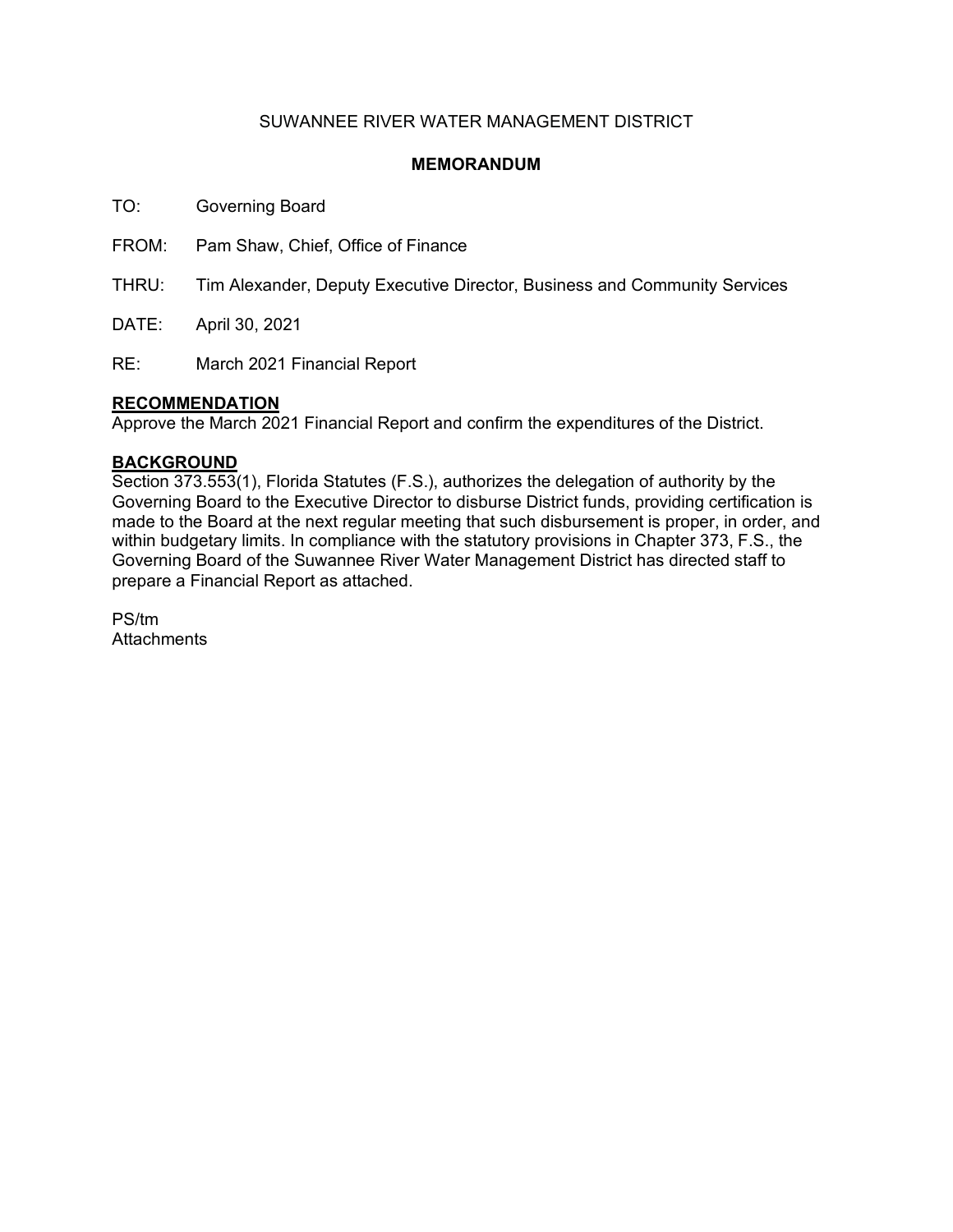SUWANNEE RIVER WATER MANAGEMENT DISTRICT

**MEMORANDUM**

TO: Governing Board

FROM: Pam Shaw, Chief, Office of Finance

THRU: Tim Alexander, Deputy Executive Director, Business and Community Services

DATE: April 30, 2021

RE: March 2021 Financial Report

**RECOMMENDATION**

Approve the March 2021 Financial Report and confirm the expenditures of the District.

**BACKGROUND**

Section 373.553(1), Florida Statutes (F.S.), authorizes the delegation of authority by the Governing Board to the Executive Director to disburse District funds, providing certification is made to the Board at the next regular meeting that such disbursement is proper, in order, and within budgetary limits. In compliance with the statutory provisions in Chapter 373, F.S., the Governing Board of the Suwannee River Water Management District has directed staff to prepare a Financial Report as attached.

PS/tm
Attachments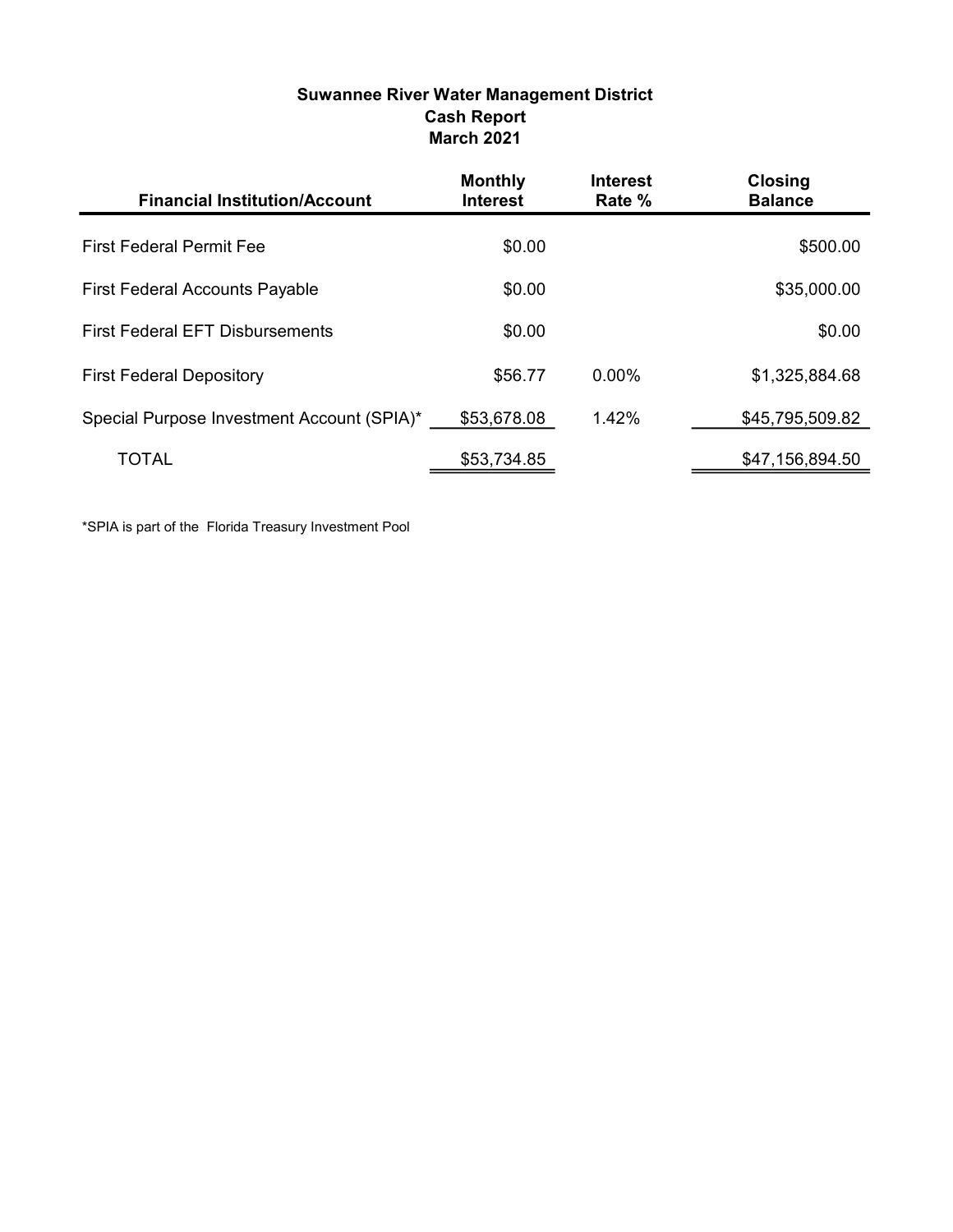# Suwannee River Water Management District
## Cash Report
## March 2021

| Financial Institution/Account | Monthly Interest | Interest Rate % | Closing Balance |
|---|---|---|---|
| First Federal Permit Fee | $0.00 | | $500.00 |
| First Federal Accounts Payable | $0.00 | | $35,000.00 |
| First Federal EFT Disbursements | $0.00 | | $0.00 |
| First Federal Depository | $56.77 | 0.00% | $1,325,884.68 |
| Special Purpose Investment Account (SPIA)* | $53,678.08 | 1.42% | $45,795,509.82 |
| TOTAL | $53,734.85 | | $47,156,894.50 |

*SPIA is part of the Florida Treasury Investment Pool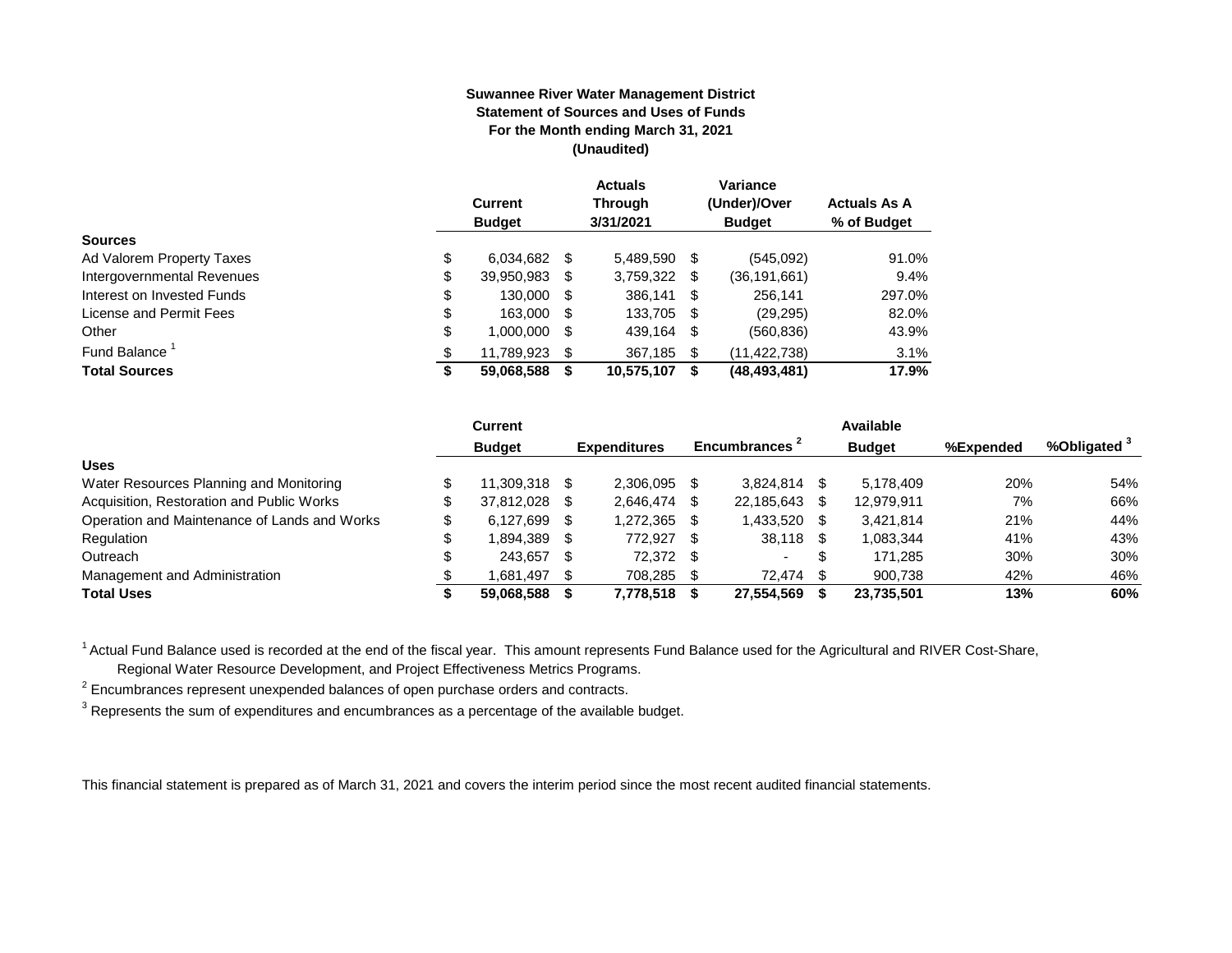**Suwannee River Water Management District**
**Statement of Sources and Uses of Funds**
**For the Month ending March 31, 2021**
**(Unaudited)**

| | Current Budget | Actuals Through 3/31/2021 | Variance (Under)/Over Budget | Actuals As A % of Budget |
|---|---|---|---|---|
| **Sources** | | | | |
| Ad Valorem Property Taxes | $ 6,034,682 | $ 5,489,590 | $ (545,092) | 91.0% |
| Intergovernmental Revenues | $ 39,950,983 | $ 3,759,322 | $ (36,191,661) | 9.4% |
| Interest on Invested Funds | $ 130,000 | $ 386,141 | $ 256,141 | 297.0% |
| License and Permit Fees | $ 163,000 | $ 133,705 | $ (29,295) | 82.0% |
| Other | $ 1,000,000 | $ 439,164 | $ (560,836) | 43.9% |
| Fund Balance [1] | $ 11,789,923 | $ 367,185 | $ (11,422,738) | 3.1% |
| **Total Sources** | **$ 59,068,588** | **$ 10,575,107** | **$ (48,493,481)** | **17.9%** |

| | Current Budget | Expenditures | Encumbrances [2] | Available Budget | %Expended | %Obligated [3] |
|---|---|---|---|---|---|---|
| **Uses** | | | | | | |
| Water Resources Planning and Monitoring | $ 11,309,318 | $ 2,306,095 | $ 3,824,814 | $ 5,178,409 | 20% | 54% |
| Acquisition, Restoration and Public Works | $ 37,812,028 | $ 2,646,474 | $ 22,185,643 | $ 12,979,911 | 7% | 66% |
| Operation and Maintenance of Lands and Works | $ 6,127,699 | $ 1,272,365 | $ 1,433,520 | $ 3,421,814 | 21% | 44% |
| Regulation | $ 1,894,389 | $ 772,927 | $ 38,118 | $ 1,083,344 | 41% | 43% |
| Outreach | $ 243,657 | $ 72,372 | $ - | $ 171,285 | 30% | 30% |
| Management and Administration | $ 1,681,497 | $ 708,285 | $ 72,474 | $ 900,738 | 42% | 46% |
| **Total Uses** | **$ 59,068,588** | **$ 7,778,518** | **$ 27,554,569** | **$ 23,735,501** | **13%** | **60%** |

[1] Actual Fund Balance used is recorded at the end of the fiscal year. This amount represents Fund Balance used for the Agricultural and RIVER Cost-Share, Regional Water Resource Development, and Project Effectiveness Metrics Programs.

[2] Encumbrances represent unexpended balances of open purchase orders and contracts.

[3] Represents the sum of expenditures and encumbrances as a percentage of the available budget.

This financial statement is prepared as of March 31, 2021 and covers the interim period since the most recent audited financial statements.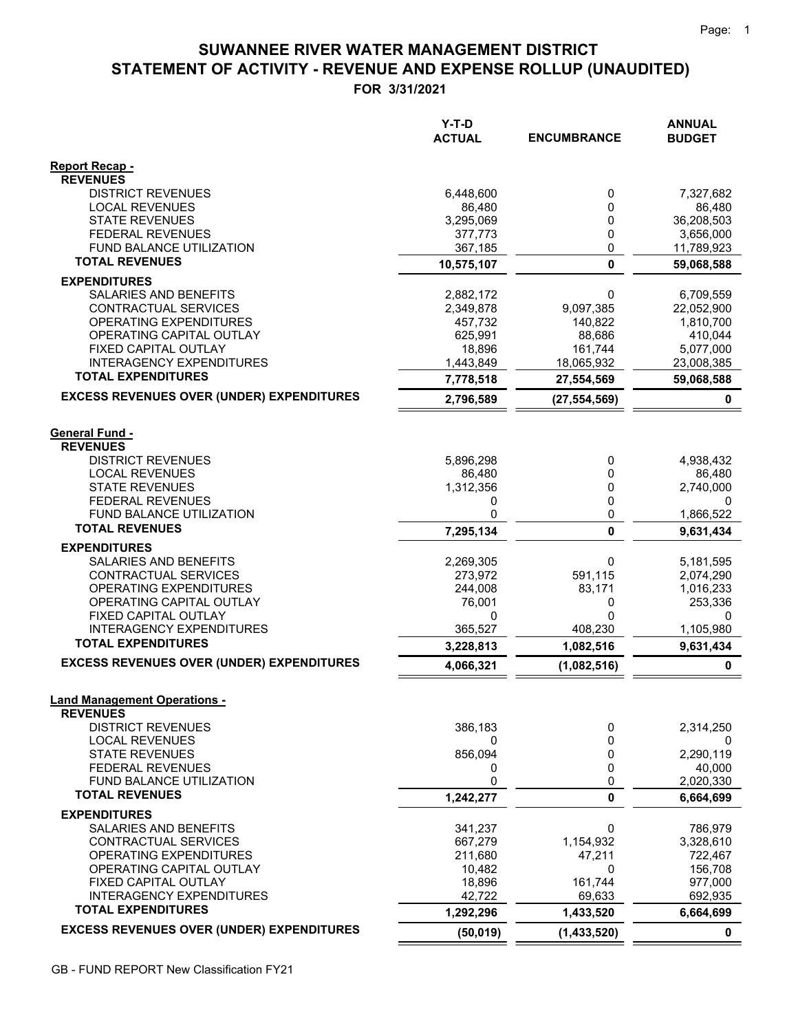# SUWANNEE RIVER WATER MANAGEMENT DISTRICT
## STATEMENT OF ACTIVITY - REVENUE AND EXPENSE ROLLUP (UNAUDITED)
### FOR 3/31/2021

| | Y-T-D ACTUAL | ENCUMBRANCE | ANNUAL BUDGET |
|---|---|---|---|
| **Report Recap -** | | | |
| **REVENUES** | | | |
| DISTRICT REVENUES | 6,448,600 | 0 | 7,327,682 |
| LOCAL REVENUES | 86,480 | 0 | 86,480 |
| STATE REVENUES | 3,295,069 | 0 | 36,208,503 |
| FEDERAL REVENUES | 377,773 | 0 | 3,656,000 |
| FUND BALANCE UTILIZATION | 367,185 | 0 | 11,789,923 |
| **TOTAL REVENUES** | **10,575,107** | **0** | **59,068,588** |
| **EXPENDITURES** | | | |
| SALARIES AND BENEFITS | 2,882,172 | 0 | 6,709,559 |
| CONTRACTUAL SERVICES | 2,349,878 | 9,097,385 | 22,052,900 |
| OPERATING EXPENDITURES | 457,732 | 140,822 | 1,810,700 |
| OPERATING CAPITAL OUTLAY | 625,991 | 88,686 | 410,044 |
| FIXED CAPITAL OUTLAY | 18,896 | 161,744 | 5,077,000 |
| INTERAGENCY EXPENDITURES | 1,443,849 | 18,065,932 | 23,008,385 |
| **TOTAL EXPENDITURES** | **7,778,518** | **27,554,569** | **59,068,588** |
| **EXCESS REVENUES OVER (UNDER) EXPENDITURES** | **2,796,589** | **(27,554,569)** | **0** |
| **General Fund -** | | | |
| **REVENUES** | | | |
| DISTRICT REVENUES | 5,896,298 | 0 | 4,938,432 |
| LOCAL REVENUES | 86,480 | 0 | 86,480 |
| STATE REVENUES | 1,312,356 | 0 | 2,740,000 |
| FEDERAL REVENUES | 0 | 0 | 0 |
| FUND BALANCE UTILIZATION | 0 | 0 | 1,866,522 |
| **TOTAL REVENUES** | **7,295,134** | **0** | **9,631,434** |
| **EXPENDITURES** | | | |
| SALARIES AND BENEFITS | 2,269,305 | 0 | 5,181,595 |
| CONTRACTUAL SERVICES | 273,972 | 591,115 | 2,074,290 |
| OPERATING EXPENDITURES | 244,008 | 83,171 | 1,016,233 |
| OPERATING CAPITAL OUTLAY | 76,001 | 0 | 253,336 |
| FIXED CAPITAL OUTLAY | 0 | 0 | 0 |
| INTERAGENCY EXPENDITURES | 365,527 | 408,230 | 1,105,980 |
| **TOTAL EXPENDITURES** | **3,228,813** | **1,082,516** | **9,631,434** |
| **EXCESS REVENUES OVER (UNDER) EXPENDITURES** | **4,066,321** | **(1,082,516)** | **0** |
| **Land Management Operations -** | | | |
| **REVENUES** | | | |
| DISTRICT REVENUES | 386,183 | 0 | 2,314,250 |
| LOCAL REVENUES | 0 | 0 | 0 |
| STATE REVENUES | 856,094 | 0 | 2,290,119 |
| FEDERAL REVENUES | 0 | 0 | 40,000 |
| FUND BALANCE UTILIZATION | 0 | 0 | 2,020,330 |
| **TOTAL REVENUES** | **1,242,277** | **0** | **6,664,699** |
| **EXPENDITURES** | | | |
| SALARIES AND BENEFITS | 341,237 | 0 | 786,979 |
| CONTRACTUAL SERVICES | 667,279 | 1,154,932 | 3,328,610 |
| OPERATING EXPENDITURES | 211,680 | 47,211 | 722,467 |
| OPERATING CAPITAL OUTLAY | 10,482 | 0 | 156,708 |
| FIXED CAPITAL OUTLAY | 18,896 | 161,744 | 977,000 |
| INTERAGENCY EXPENDITURES | 42,722 | 69,633 | 692,935 |
| **TOTAL EXPENDITURES** | **1,292,296** | **1,433,520** | **6,664,699** |
| **EXCESS REVENUES OVER (UNDER) EXPENDITURES** | **(50,019)** | **(1,433,520)** | **0** |

GB - FUND REPORT New Classification FY21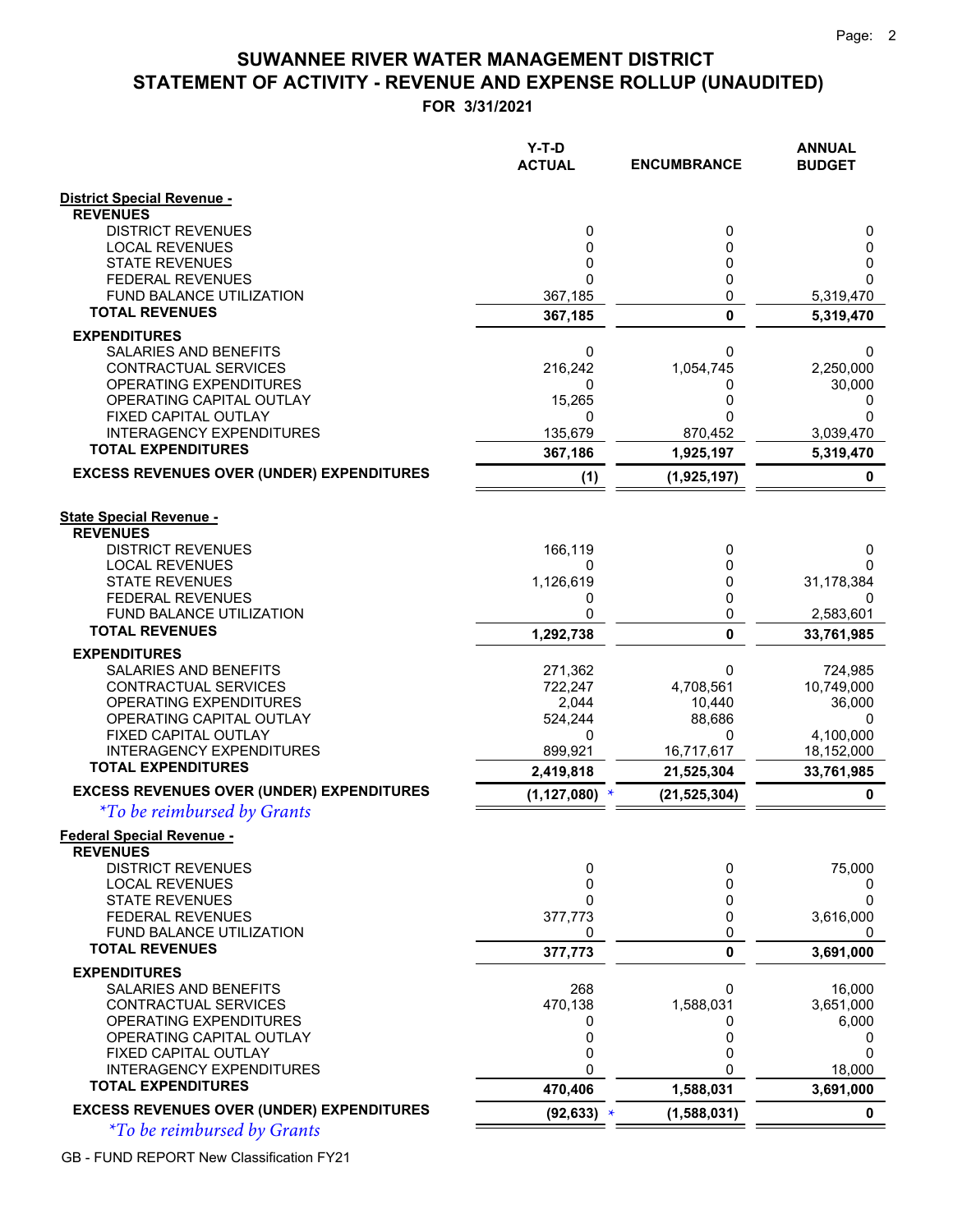# SUWANNEE RIVER WATER MANAGEMENT DISTRICT
## STATEMENT OF ACTIVITY - REVENUE AND EXPENSE ROLLUP (UNAUDITED)
### FOR 3/31/2021

| | Y-T-D ACTUAL | ENCUMBRANCE | ANNUAL BUDGET |
|---|---|---|---|
| **District Special Revenue -** | | | |
| **REVENUES** | | | |
| DISTRICT REVENUES | 0 | 0 | 0 |
| LOCAL REVENUES | 0 | 0 | 0 |
| STATE REVENUES | 0 | 0 | 0 |
| FEDERAL REVENUES | 0 | 0 | 0 |
| FUND BALANCE UTILIZATION | 367,185 | 0 | 5,319,470 |
| **TOTAL REVENUES** | **367,185** | **0** | **5,319,470** |
| **EXPENDITURES** | | | |
| SALARIES AND BENEFITS | 0 | 0 | 0 |
| CONTRACTUAL SERVICES | 216,242 | 1,054,745 | 2,250,000 |
| OPERATING EXPENDITURES | 0 | 0 | 30,000 |
| OPERATING CAPITAL OUTLAY | 15,265 | 0 | 0 |
| FIXED CAPITAL OUTLAY | 0 | 0 | 0 |
| INTERAGENCY EXPENDITURES | 135,679 | 870,452 | 3,039,470 |
| **TOTAL EXPENDITURES** | **367,186** | **1,925,197** | **5,319,470** |
| **EXCESS REVENUES OVER (UNDER) EXPENDITURES** | **(1)** | **(1,925,197)** | **0** |
| **State Special Revenue -** | | | |
| **REVENUES** | | | |
| DISTRICT REVENUES | 166,119 | 0 | 0 |
| LOCAL REVENUES | 0 | 0 | 0 |
| STATE REVENUES | 1,126,619 | 0 | 31,178,384 |
| FEDERAL REVENUES | 0 | 0 | 0 |
| FUND BALANCE UTILIZATION | 0 | 0 | 2,583,601 |
| **TOTAL REVENUES** | **1,292,738** | **0** | **33,761,985** |
| **EXPENDITURES** | | | |
| SALARIES AND BENEFITS | 271,362 | 0 | 724,985 |
| CONTRACTUAL SERVICES | 722,247 | 4,708,561 | 10,749,000 |
| OPERATING EXPENDITURES | 2,044 | 10,440 | 36,000 |
| OPERATING CAPITAL OUTLAY | 524,244 | 88,686 | 0 |
| FIXED CAPITAL OUTLAY | 0 | 0 | 4,100,000 |
| INTERAGENCY EXPENDITURES | 899,921 | 16,717,617 | 18,152,000 |
| **TOTAL EXPENDITURES** | **2,419,818** | **21,525,304** | **33,761,985** |
| **EXCESS REVENUES OVER (UNDER) EXPENDITURES** | **(1,127,080)** * | **(21,525,304)** | **0** |
| *\*To be reimbursed by Grants* | | | |
| **Federal Special Revenue -** | | | |
| **REVENUES** | | | |
| DISTRICT REVENUES | 0 | 0 | 75,000 |
| LOCAL REVENUES | 0 | 0 | 0 |
| STATE REVENUES | 0 | 0 | 0 |
| FEDERAL REVENUES | 377,773 | 0 | 3,616,000 |
| FUND BALANCE UTILIZATION | 0 | 0 | 0 |
| **TOTAL REVENUES** | **377,773** | **0** | **3,691,000** |
| **EXPENDITURES** | | | |
| SALARIES AND BENEFITS | 268 | 0 | 16,000 |
| CONTRACTUAL SERVICES | 470,138 | 1,588,031 | 3,651,000 |
| OPERATING EXPENDITURES | 0 | 0 | 6,000 |
| OPERATING CAPITAL OUTLAY | 0 | 0 | 0 |
| FIXED CAPITAL OUTLAY | 0 | 0 | 0 |
| INTERAGENCY EXPENDITURES | 0 | 0 | 18,000 |
| **TOTAL EXPENDITURES** | **470,406** | **1,588,031** | **3,691,000** |
| **EXCESS REVENUES OVER (UNDER) EXPENDITURES** | **(92,633)** * | **(1,588,031)** | **0** |
| *\*To be reimbursed by Grants* | | | |

GB - FUND REPORT New Classification FY21